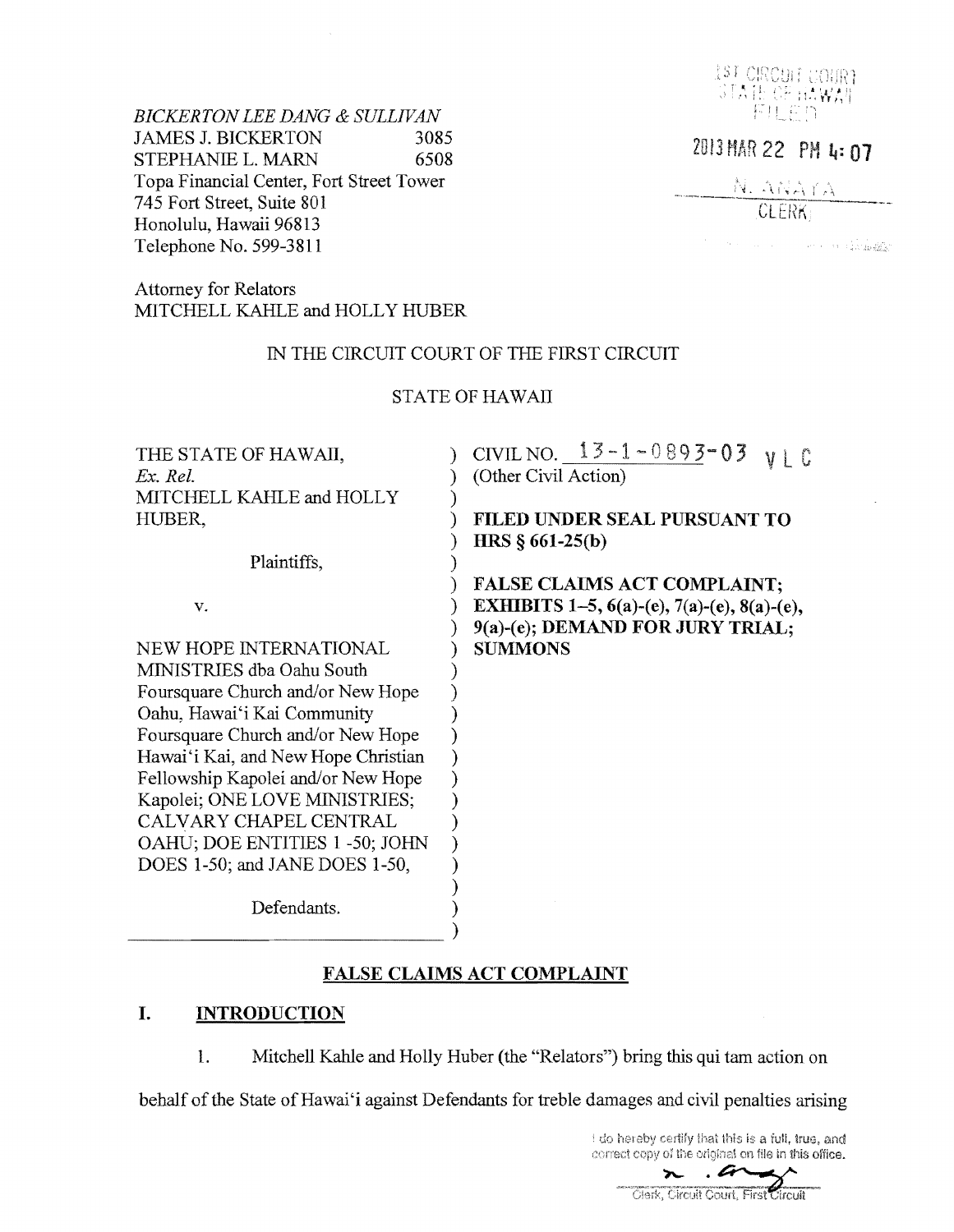*BICKERTON LEE DANG & SULLIVAN*
JAMES J. BICKERTON 3085
STEPHANIE L. MARN 6508
Topa Financial Center, Fort Street Tower
745 Fort Street, Suite 801
Honolulu, Hawaii 96813
Telephone No. 599-3811

1ST CIRCUIT COURT
STATE OF HAWAII
FILED

2013 MAR 22 PM 4: 07

N. ANAYA
CLERK

Attorney for Relators
MITCHELL KAHLE and HOLLY HUBER

IN THE CIRCUIT COURT OF THE FIRST CIRCUIT

STATE OF HAWAII

| | |
|---|---|
| THE STATE OF HAWAII, *Ex. Rel.* MITCHELL KAHLE and HOLLY HUBER, | CIVIL NO. 13-1-0893-03 VLC (Other Civil Action) |
| Plaintiffs, | **FILED UNDER SEAL PURSUANT TO HRS § 661-25(b)** |
| v. | **FALSE CLAIMS ACT COMPLAINT; EXHIBITS 1–5, 6(a)-(e), 7(a)-(e), 8(a)-(e), 9(a)-(e); DEMAND FOR JURY TRIAL; SUMMONS** |
| NEW HOPE INTERNATIONAL MINISTRIES dba Oahu South Foursquare Church and/or New Hope Oahu, Hawai'i Kai Community Foursquare Church and/or New Hope Hawai'i Kai, and New Hope Christian Fellowship Kapolei and/or New Hope Kapolei; ONE LOVE MINISTRIES; CALVARY CHAPEL CENTRAL OAHU; DOE ENTITIES 1 -50; JOHN DOES 1-50; and JANE DOES 1-50, | |
| Defendants. | |

## FALSE CLAIMS ACT COMPLAINT

## I. INTRODUCTION

1. Mitchell Kahle and Holly Huber (the "Relators") bring this qui tam action on behalf of the State of Hawai'i against Defendants for treble damages and civil penalties arising

I do hereby certify that this is a full, true, and correct copy of the original on file in this office.

Clerk, Circuit Court, First Circuit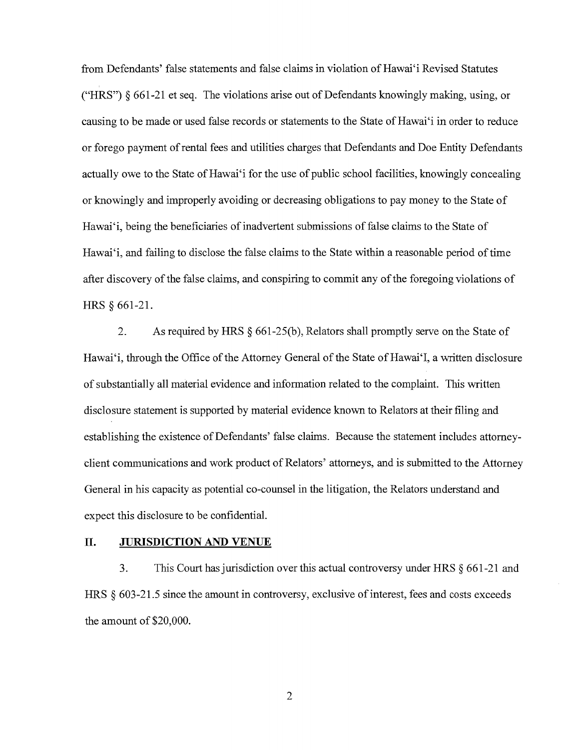from Defendants' false statements and false claims in violation of Hawai'i Revised Statutes ("HRS") § 661-21 et seq. The violations arise out of Defendants knowingly making, using, or causing to be made or used false records or statements to the State of Hawai'i in order to reduce or forego payment of rental fees and utilities charges that Defendants and Doe Entity Defendants actually owe to the State of Hawai'i for the use of public school facilities, knowingly concealing or knowingly and improperly avoiding or decreasing obligations to pay money to the State of Hawai'i, being the beneficiaries of inadvertent submissions of false claims to the State of Hawai'i, and failing to disclose the false claims to the State within a reasonable period of time after discovery of the false claims, and conspiring to commit any of the foregoing violations of HRS § 661-21.

2. As required by HRS § 661-25(b), Relators shall promptly serve on the State of Hawai'i, through the Office of the Attorney General of the State of Hawai'I, a written disclosure of substantially all material evidence and information related to the complaint. This written disclosure statement is supported by material evidence known to Relators at their filing and establishing the existence of Defendants' false claims. Because the statement includes attorney-client communications and work product of Relators' attorneys, and is submitted to the Attorney General in his capacity as potential co-counsel in the litigation, the Relators understand and expect this disclosure to be confidential.

## II. JURISDICTION AND VENUE

3. This Court has jurisdiction over this actual controversy under HRS § 661-21 and HRS § 603-21.5 since the amount in controversy, exclusive of interest, fees and costs exceeds the amount of $20,000.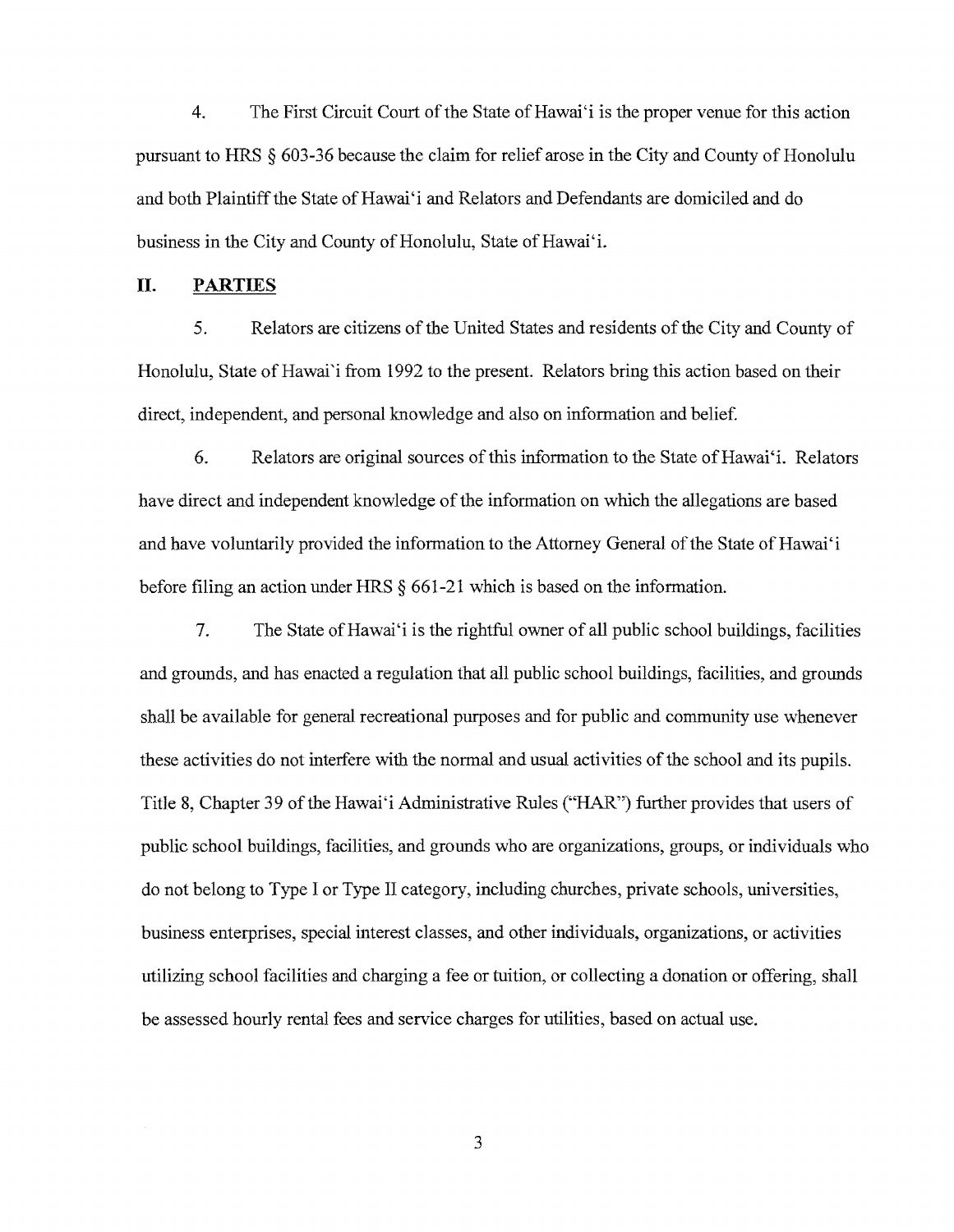4. The First Circuit Court of the State of Hawai'i is the proper venue for this action pursuant to HRS § 603-36 because the claim for relief arose in the City and County of Honolulu and both Plaintiff the State of Hawai'i and Relators and Defendants are domiciled and do business in the City and County of Honolulu, State of Hawai'i.

## II. PARTIES

5. Relators are citizens of the United States and residents of the City and County of Honolulu, State of Hawai'i from 1992 to the present. Relators bring this action based on their direct, independent, and personal knowledge and also on information and belief.

6. Relators are original sources of this information to the State of Hawai'i. Relators have direct and independent knowledge of the information on which the allegations are based and have voluntarily provided the information to the Attorney General of the State of Hawai'i before filing an action under HRS § 661-21 which is based on the information.

7. The State of Hawai'i is the rightful owner of all public school buildings, facilities and grounds, and has enacted a regulation that all public school buildings, facilities, and grounds shall be available for general recreational purposes and for public and community use whenever these activities do not interfere with the normal and usual activities of the school and its pupils. Title 8, Chapter 39 of the Hawai'i Administrative Rules ("HAR") further provides that users of public school buildings, facilities, and grounds who are organizations, groups, or individuals who do not belong to Type I or Type II category, including churches, private schools, universities, business enterprises, special interest classes, and other individuals, organizations, or activities utilizing school facilities and charging a fee or tuition, or collecting a donation or offering, shall be assessed hourly rental fees and service charges for utilities, based on actual use.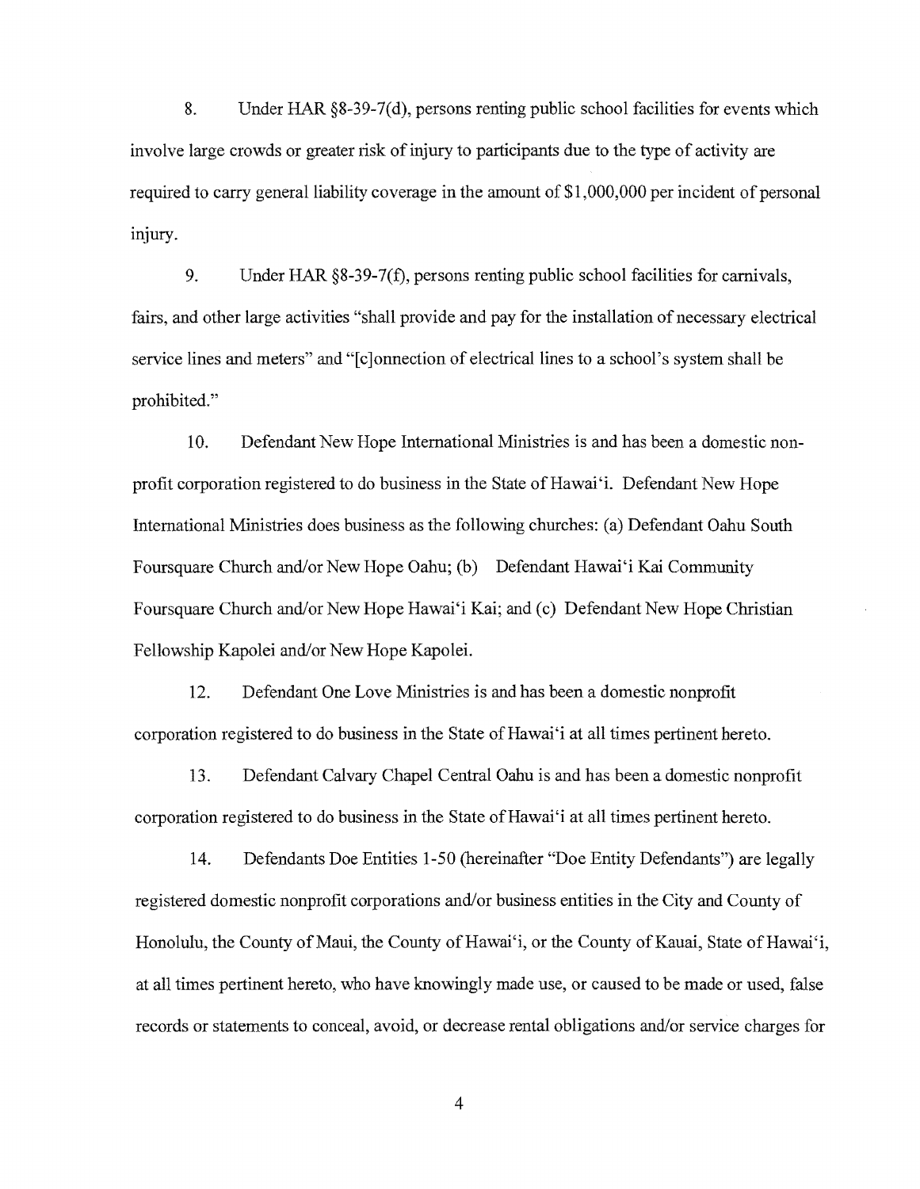8. Under HAR §8-39-7(d), persons renting public school facilities for events which involve large crowds or greater risk of injury to participants due to the type of activity are required to carry general liability coverage in the amount of $1,000,000 per incident of personal injury.

9. Under HAR §8-39-7(f), persons renting public school facilities for carnivals, fairs, and other large activities "shall provide and pay for the installation of necessary electrical service lines and meters" and "[c]onnection of electrical lines to a school's system shall be prohibited."

10. Defendant New Hope International Ministries is and has been a domestic non-profit corporation registered to do business in the State of Hawaiʻi. Defendant New Hope International Ministries does business as the following churches: (a) Defendant Oahu South Foursquare Church and/or New Hope Oahu; (b) Defendant Hawaiʻi Kai Community Foursquare Church and/or New Hope Hawaiʻi Kai; and (c) Defendant New Hope Christian Fellowship Kapolei and/or New Hope Kapolei.

12. Defendant One Love Ministries is and has been a domestic nonprofit corporation registered to do business in the State of Hawaiʻi at all times pertinent hereto.

13. Defendant Calvary Chapel Central Oahu is and has been a domestic nonprofit corporation registered to do business in the State of Hawaiʻi at all times pertinent hereto.

14. Defendants Doe Entities 1-50 (hereinafter "Doe Entity Defendants") are legally registered domestic nonprofit corporations and/or business entities in the City and County of Honolulu, the County of Maui, the County of Hawaiʻi, or the County of Kauai, State of Hawaiʻi, at all times pertinent hereto, who have knowingly made use, or caused to be made or used, false records or statements to conceal, avoid, or decrease rental obligations and/or service charges for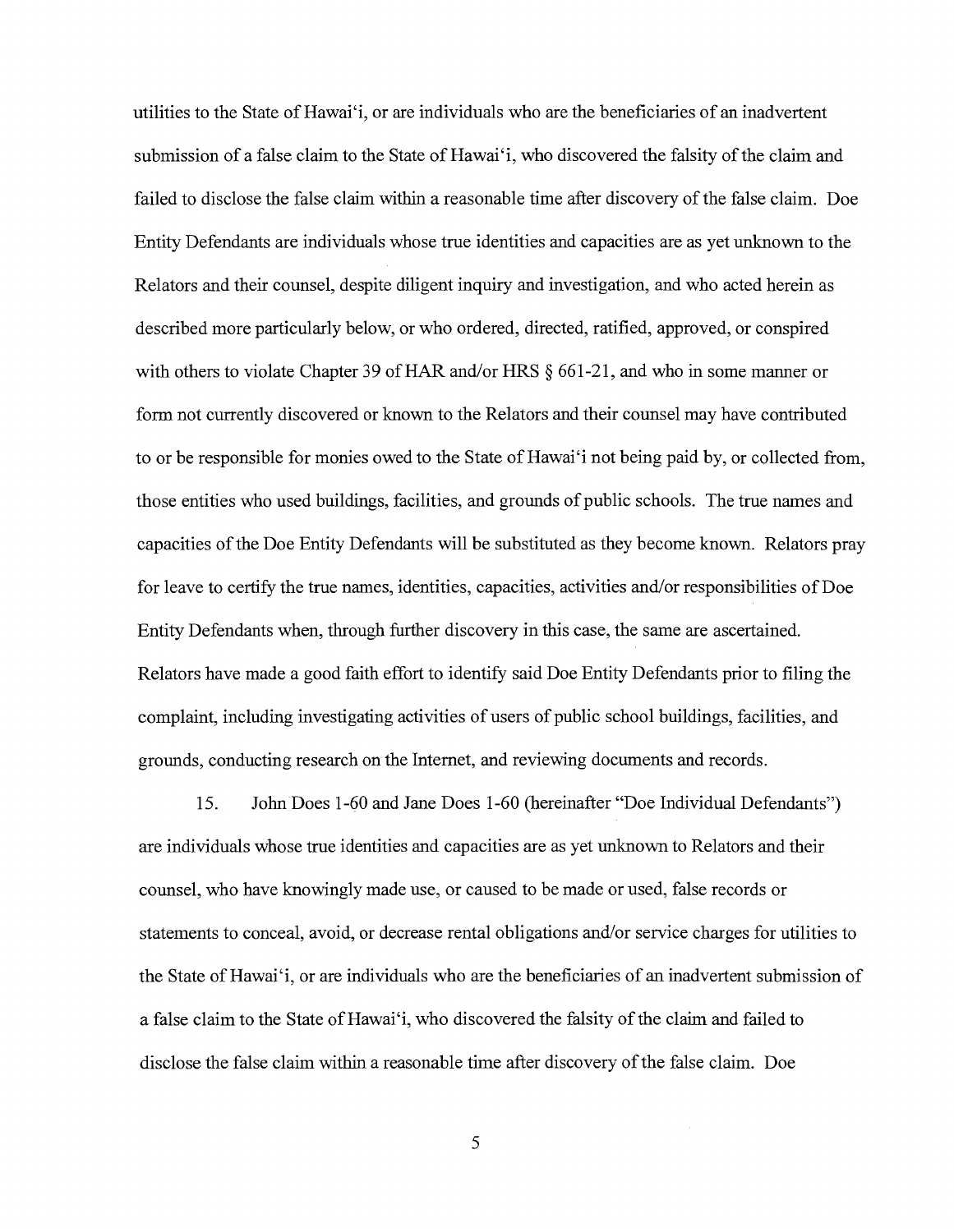utilities to the State of Hawai'i, or are individuals who are the beneficiaries of an inadvertent submission of a false claim to the State of Hawai'i, who discovered the falsity of the claim and failed to disclose the false claim within a reasonable time after discovery of the false claim. Doe Entity Defendants are individuals whose true identities and capacities are as yet unknown to the Relators and their counsel, despite diligent inquiry and investigation, and who acted herein as described more particularly below, or who ordered, directed, ratified, approved, or conspired with others to violate Chapter 39 of HAR and/or HRS § 661-21, and who in some manner or form not currently discovered or known to the Relators and their counsel may have contributed to or be responsible for monies owed to the State of Hawai'i not being paid by, or collected from, those entities who used buildings, facilities, and grounds of public schools. The true names and capacities of the Doe Entity Defendants will be substituted as they become known. Relators pray for leave to certify the true names, identities, capacities, activities and/or responsibilities of Doe Entity Defendants when, through further discovery in this case, the same are ascertained. Relators have made a good faith effort to identify said Doe Entity Defendants prior to filing the complaint, including investigating activities of users of public school buildings, facilities, and grounds, conducting research on the Internet, and reviewing documents and records.

15. John Does 1-60 and Jane Does 1-60 (hereinafter "Doe Individual Defendants") are individuals whose true identities and capacities are as yet unknown to Relators and their counsel, who have knowingly made use, or caused to be made or used, false records or statements to conceal, avoid, or decrease rental obligations and/or service charges for utilities to the State of Hawai'i, or are individuals who are the beneficiaries of an inadvertent submission of a false claim to the State of Hawai'i, who discovered the falsity of the claim and failed to disclose the false claim within a reasonable time after discovery of the false claim. Doe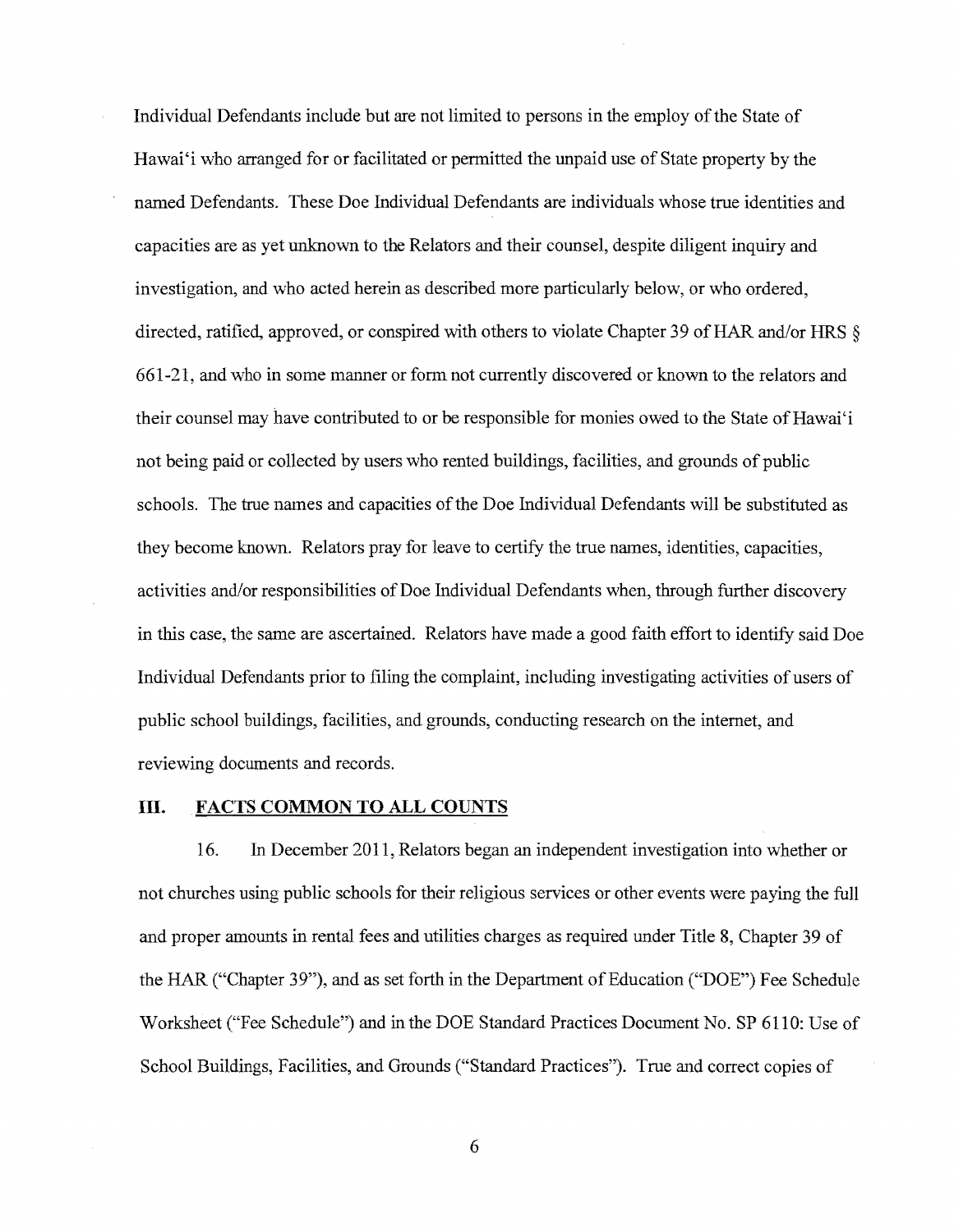Individual Defendants include but are not limited to persons in the employ of the State of Hawai'i who arranged for or facilitated or permitted the unpaid use of State property by the named Defendants. These Doe Individual Defendants are individuals whose true identities and capacities are as yet unknown to the Relators and their counsel, despite diligent inquiry and investigation, and who acted herein as described more particularly below, or who ordered, directed, ratified, approved, or conspired with others to violate Chapter 39 of HAR and/or HRS § 661-21, and who in some manner or form not currently discovered or known to the relators and their counsel may have contributed to or be responsible for monies owed to the State of Hawai'i not being paid or collected by users who rented buildings, facilities, and grounds of public schools. The true names and capacities of the Doe Individual Defendants will be substituted as they become known. Relators pray for leave to certify the true names, identities, capacities, activities and/or responsibilities of Doe Individual Defendants when, through further discovery in this case, the same are ascertained. Relators have made a good faith effort to identify said Doe Individual Defendants prior to filing the complaint, including investigating activities of users of public school buildings, facilities, and grounds, conducting research on the internet, and reviewing documents and records.

## III. FACTS COMMON TO ALL COUNTS

16. In December 2011, Relators began an independent investigation into whether or not churches using public schools for their religious services or other events were paying the full and proper amounts in rental fees and utilities charges as required under Title 8, Chapter 39 of the HAR ("Chapter 39"), and as set forth in the Department of Education ("DOE") Fee Schedule Worksheet ("Fee Schedule") and in the DOE Standard Practices Document No. SP 6110: Use of School Buildings, Facilities, and Grounds ("Standard Practices"). True and correct copies of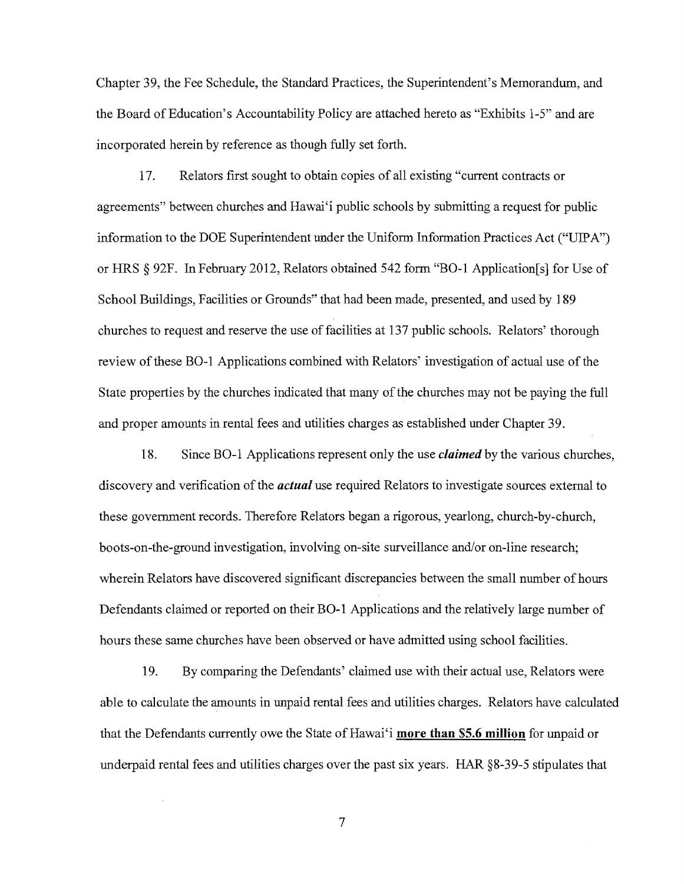Chapter 39, the Fee Schedule, the Standard Practices, the Superintendent's Memorandum, and the Board of Education's Accountability Policy are attached hereto as "Exhibits 1-5" and are incorporated herein by reference as though fully set forth.

17. Relators first sought to obtain copies of all existing "current contracts or agreements" between churches and Hawai'i public schools by submitting a request for public information to the DOE Superintendent under the Uniform Information Practices Act ("UIPA") or HRS § 92F. In February 2012, Relators obtained 542 form "BO-1 Application[s] for Use of School Buildings, Facilities or Grounds" that had been made, presented, and used by 189 churches to request and reserve the use of facilities at 137 public schools. Relators' thorough review of these BO-1 Applications combined with Relators' investigation of actual use of the State properties by the churches indicated that many of the churches may not be paying the full and proper amounts in rental fees and utilities charges as established under Chapter 39.

18. Since BO-1 Applications represent only the use ***claimed*** by the various churches, discovery and verification of the ***actual*** use required Relators to investigate sources external to these government records. Therefore Relators began a rigorous, yearlong, church-by-church, boots-on-the-ground investigation, involving on-site surveillance and/or on-line research; wherein Relators have discovered significant discrepancies between the small number of hours Defendants claimed or reported on their BO-1 Applications and the relatively large number of hours these same churches have been observed or have admitted using school facilities.

19. By comparing the Defendants' claimed use with their actual use, Relators were able to calculate the amounts in unpaid rental fees and utilities charges. Relators have calculated that the Defendants currently owe the State of Hawai'i **more than $5.6 million** for unpaid or underpaid rental fees and utilities charges over the past six years. HAR §8-39-5 stipulates that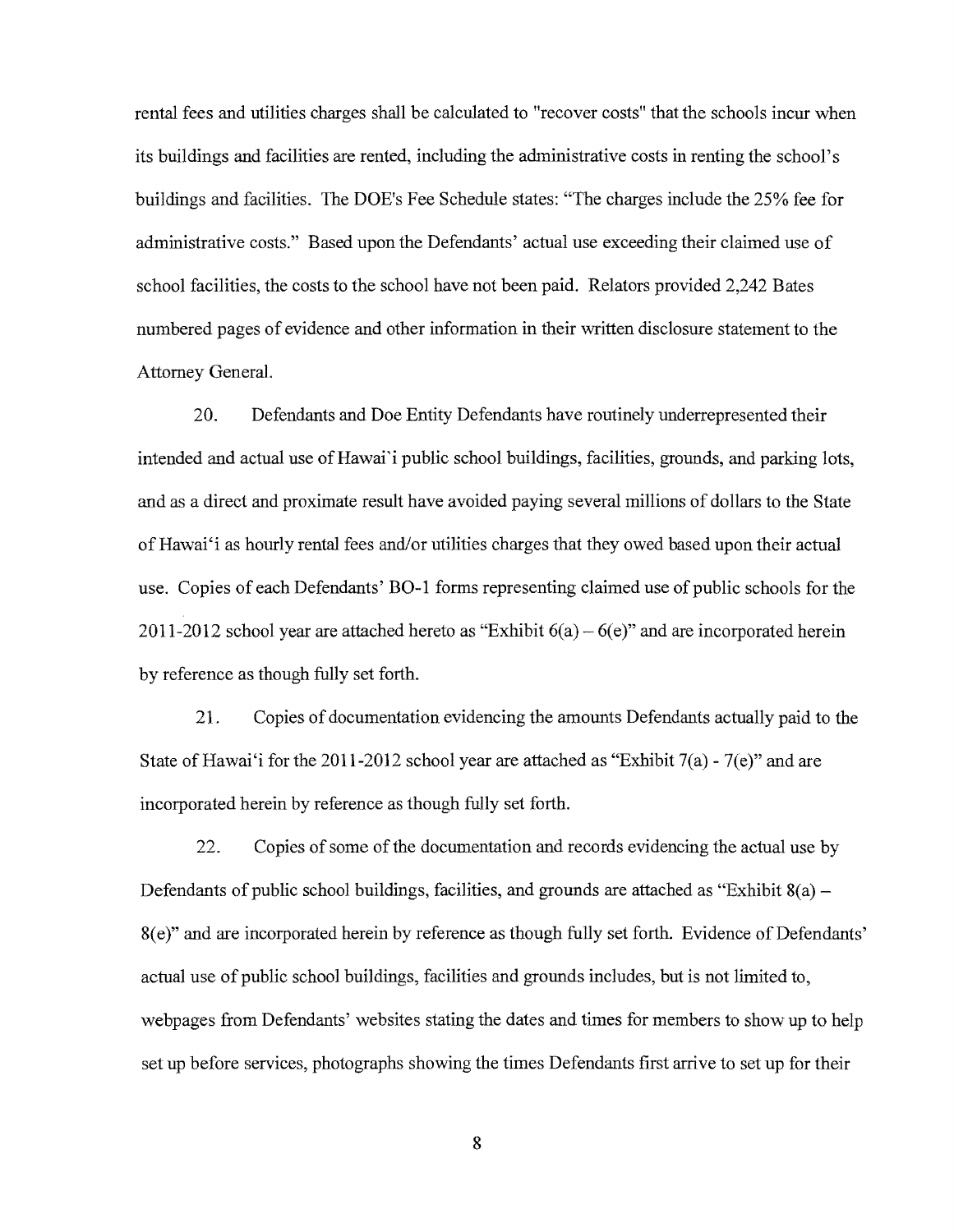rental fees and utilities charges shall be calculated to "recover costs" that the schools incur when its buildings and facilities are rented, including the administrative costs in renting the school's buildings and facilities. The DOE's Fee Schedule states: "The charges include the 25% fee for administrative costs." Based upon the Defendants' actual use exceeding their claimed use of school facilities, the costs to the school have not been paid. Relators provided 2,242 Bates numbered pages of evidence and other information in their written disclosure statement to the Attorney General.

20. Defendants and Doe Entity Defendants have routinely underrepresented their intended and actual use of Hawai`i public school buildings, facilities, grounds, and parking lots, and as a direct and proximate result have avoided paying several millions of dollars to the State of Hawai'i as hourly rental fees and/or utilities charges that they owed based upon their actual use. Copies of each Defendants' BO-1 forms representing claimed use of public schools for the 2011-2012 school year are attached hereto as "Exhibit 6(a) – 6(e)" and are incorporated herein by reference as though fully set forth.

21. Copies of documentation evidencing the amounts Defendants actually paid to the State of Hawai'i for the 2011-2012 school year are attached as "Exhibit 7(a) - 7(e)" and are incorporated herein by reference as though fully set forth.

22. Copies of some of the documentation and records evidencing the actual use by Defendants of public school buildings, facilities, and grounds are attached as "Exhibit 8(a) – 8(e)" and are incorporated herein by reference as though fully set forth. Evidence of Defendants' actual use of public school buildings, facilities and grounds includes, but is not limited to, webpages from Defendants' websites stating the dates and times for members to show up to help set up before services, photographs showing the times Defendants first arrive to set up for their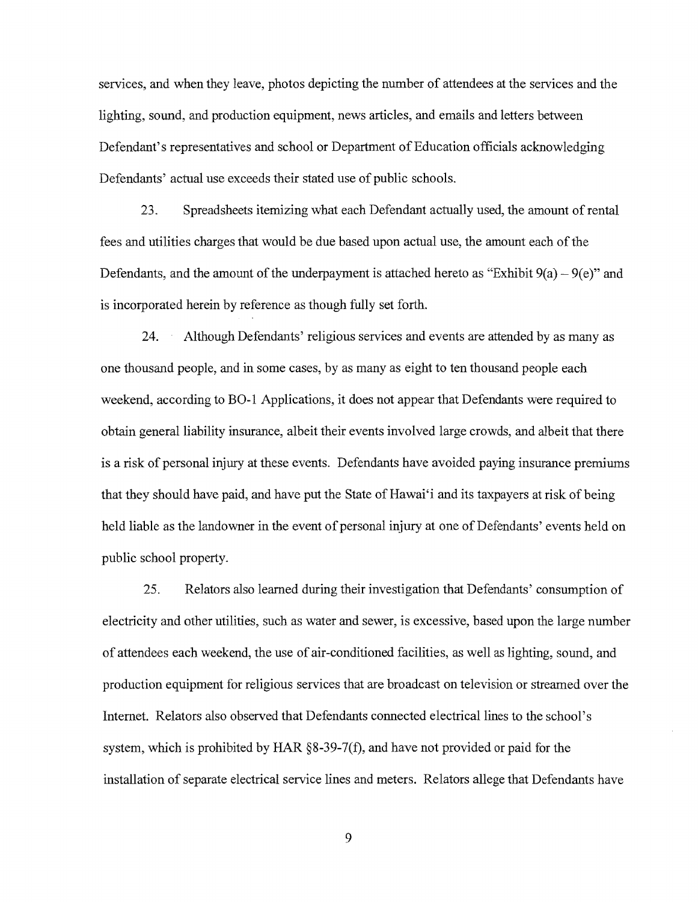services, and when they leave, photos depicting the number of attendees at the services and the lighting, sound, and production equipment, news articles, and emails and letters between Defendant's representatives and school or Department of Education officials acknowledging Defendants' actual use exceeds their stated use of public schools.

23. Spreadsheets itemizing what each Defendant actually used, the amount of rental fees and utilities charges that would be due based upon actual use, the amount each of the Defendants, and the amount of the underpayment is attached hereto as "Exhibit 9(a) – 9(e)" and is incorporated herein by reference as though fully set forth.

24. Although Defendants' religious services and events are attended by as many as one thousand people, and in some cases, by as many as eight to ten thousand people each weekend, according to BO-1 Applications, it does not appear that Defendants were required to obtain general liability insurance, albeit their events involved large crowds, and albeit that there is a risk of personal injury at these events. Defendants have avoided paying insurance premiums that they should have paid, and have put the State of Hawai'i and its taxpayers at risk of being held liable as the landowner in the event of personal injury at one of Defendants' events held on public school property.

25. Relators also learned during their investigation that Defendants' consumption of electricity and other utilities, such as water and sewer, is excessive, based upon the large number of attendees each weekend, the use of air-conditioned facilities, as well as lighting, sound, and production equipment for religious services that are broadcast on television or streamed over the Internet. Relators also observed that Defendants connected electrical lines to the school's system, which is prohibited by HAR §8-39-7(f), and have not provided or paid for the installation of separate electrical service lines and meters. Relators allege that Defendants have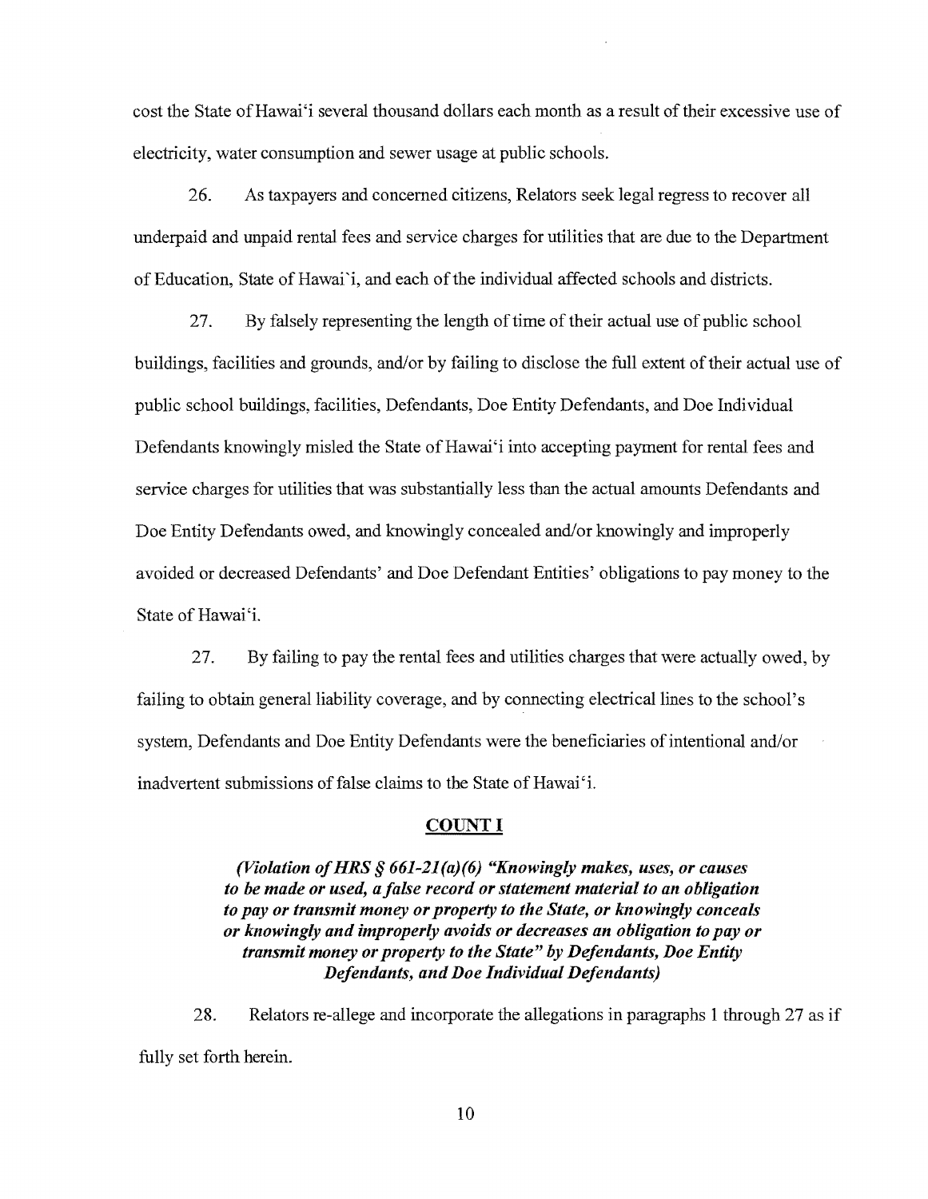cost the State of Hawaiʻi several thousand dollars each month as a result of their excessive use of electricity, water consumption and sewer usage at public schools.

26. As taxpayers and concerned citizens, Relators seek legal regress to recover all underpaid and unpaid rental fees and service charges for utilities that are due to the Department of Education, State of Hawai`i, and each of the individual affected schools and districts.

27. By falsely representing the length of time of their actual use of public school buildings, facilities and grounds, and/or by failing to disclose the full extent of their actual use of public school buildings, facilities, Defendants, Doe Entity Defendants, and Doe Individual Defendants knowingly misled the State of Hawaiʻi into accepting payment for rental fees and service charges for utilities that was substantially less than the actual amounts Defendants and Doe Entity Defendants owed, and knowingly concealed and/or knowingly and improperly avoided or decreased Defendants' and Doe Defendant Entities' obligations to pay money to the State of Hawaiʻi.

27. By failing to pay the rental fees and utilities charges that were actually owed, by failing to obtain general liability coverage, and by connecting electrical lines to the school's system, Defendants and Doe Entity Defendants were the beneficiaries of intentional and/or inadvertent submissions of false claims to the State of Hawaiʻi.

## COUNT I

***(Violation of HRS § 661-21(a)(6) "Knowingly makes, uses, or causes to be made or used, a false record or statement material to an obligation to pay or transmit money or property to the State, or knowingly conceals or knowingly and improperly avoids or decreases an obligation to pay or transmit money or property to the State" by Defendants, Doe Entity Defendants, and Doe Individual Defendants)***

28. Relators re-allege and incorporate the allegations in paragraphs 1 through 27 as if fully set forth herein.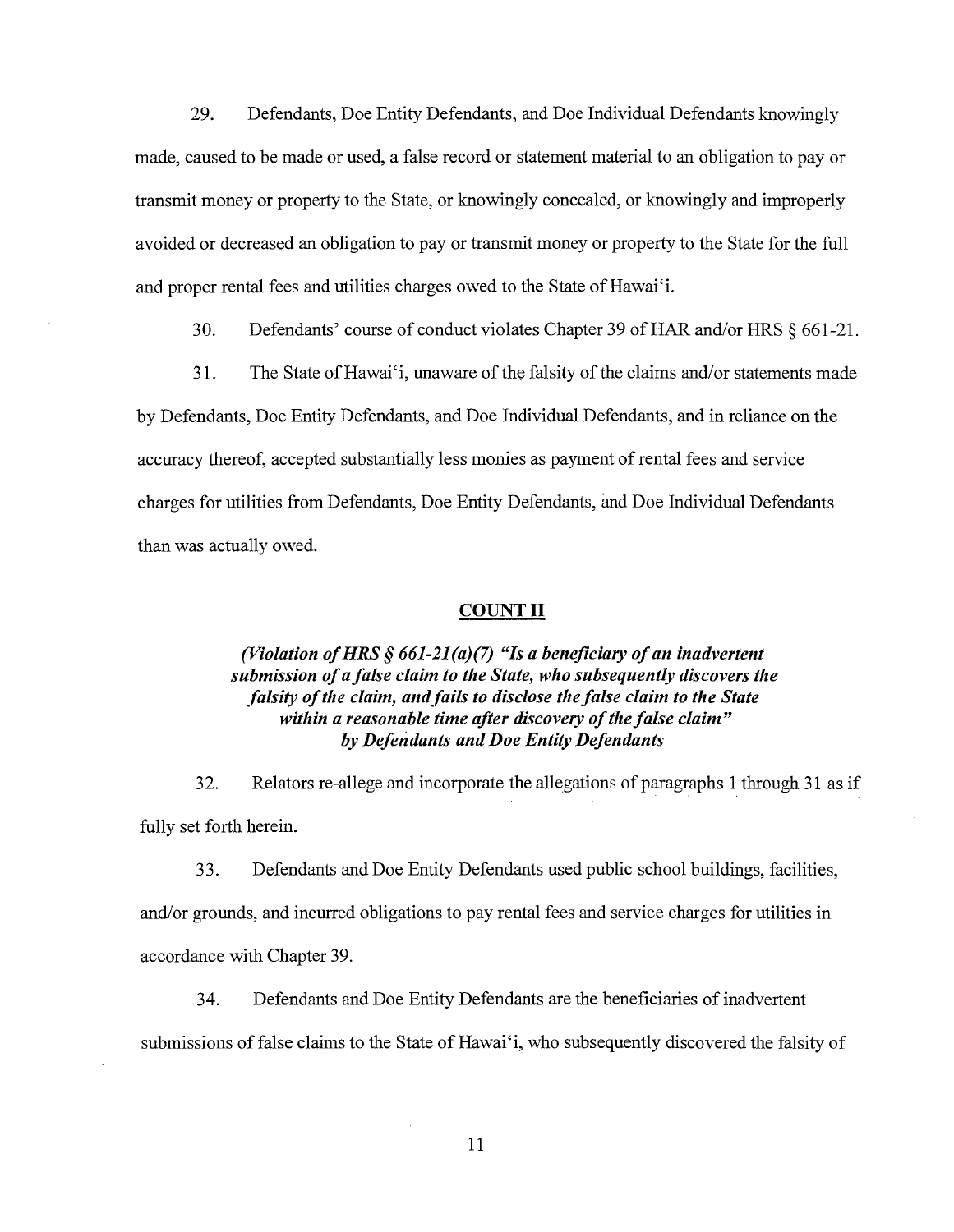29. Defendants, Doe Entity Defendants, and Doe Individual Defendants knowingly made, caused to be made or used, a false record or statement material to an obligation to pay or transmit money or property to the State, or knowingly concealed, or knowingly and improperly avoided or decreased an obligation to pay or transmit money or property to the State for the full and proper rental fees and utilities charges owed to the State of Hawai'i.

30. Defendants' course of conduct violates Chapter 39 of HAR and/or HRS § 661-21.

31. The State of Hawai'i, unaware of the falsity of the claims and/or statements made by Defendants, Doe Entity Defendants, and Doe Individual Defendants, and in reliance on the accuracy thereof, accepted substantially less monies as payment of rental fees and service charges for utilities from Defendants, Doe Entity Defendants, and Doe Individual Defendants than was actually owed.

## COUNT II

*(Violation of HRS § 661-21(a)(7) "Is a beneficiary of an inadvertent submission of a false claim to the State, who subsequently discovers the falsity of the claim, and fails to disclose the false claim to the State within a reasonable time after discovery of the false claim" by Defendants and Doe Entity Defendants*

32. Relators re-allege and incorporate the allegations of paragraphs 1 through 31 as if fully set forth herein.

33. Defendants and Doe Entity Defendants used public school buildings, facilities, and/or grounds, and incurred obligations to pay rental fees and service charges for utilities in accordance with Chapter 39.

34. Defendants and Doe Entity Defendants are the beneficiaries of inadvertent submissions of false claims to the State of Hawai'i, who subsequently discovered the falsity of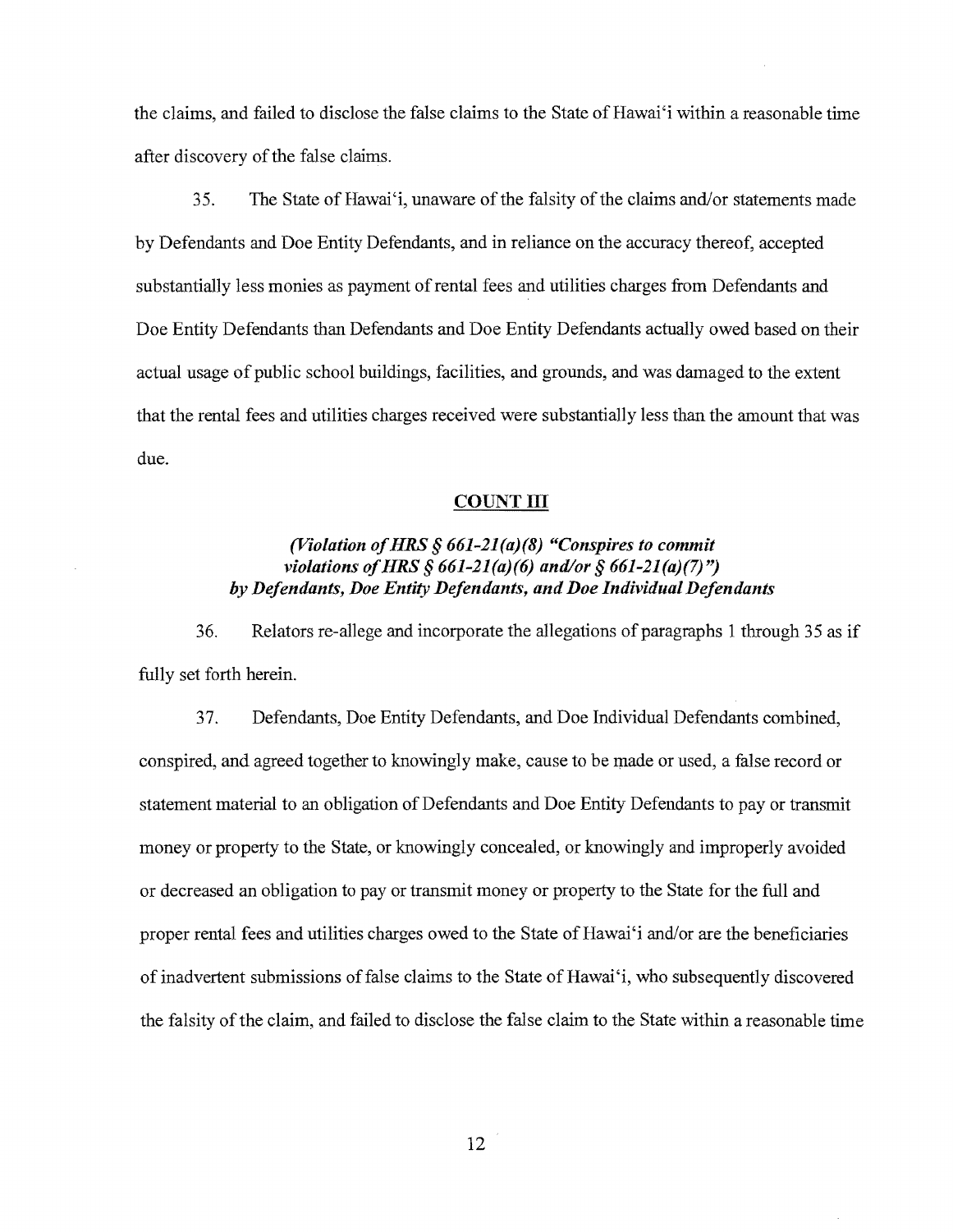the claims, and failed to disclose the false claims to the State of Hawaiʻi within a reasonable time after discovery of the false claims.

35. The State of Hawaiʻi, unaware of the falsity of the claims and/or statements made by Defendants and Doe Entity Defendants, and in reliance on the accuracy thereof, accepted substantially less monies as payment of rental fees and utilities charges from Defendants and Doe Entity Defendants than Defendants and Doe Entity Defendants actually owed based on their actual usage of public school buildings, facilities, and grounds, and was damaged to the extent that the rental fees and utilities charges received were substantially less than the amount that was due.

## COUNT III

***(Violation of HRS § 661-21(a)(8) "Conspires to commit violations of HRS § 661-21(a)(6) and/or § 661-21(a)(7)") by Defendants, Doe Entity Defendants, and Doe Individual Defendants***

36. Relators re-allege and incorporate the allegations of paragraphs 1 through 35 as if fully set forth herein.

37. Defendants, Doe Entity Defendants, and Doe Individual Defendants combined, conspired, and agreed together to knowingly make, cause to be made or used, a false record or statement material to an obligation of Defendants and Doe Entity Defendants to pay or transmit money or property to the State, or knowingly concealed, or knowingly and improperly avoided or decreased an obligation to pay or transmit money or property to the State for the full and proper rental fees and utilities charges owed to the State of Hawaiʻi and/or are the beneficiaries of inadvertent submissions of false claims to the State of Hawaiʻi, who subsequently discovered the falsity of the claim, and failed to disclose the false claim to the State within a reasonable time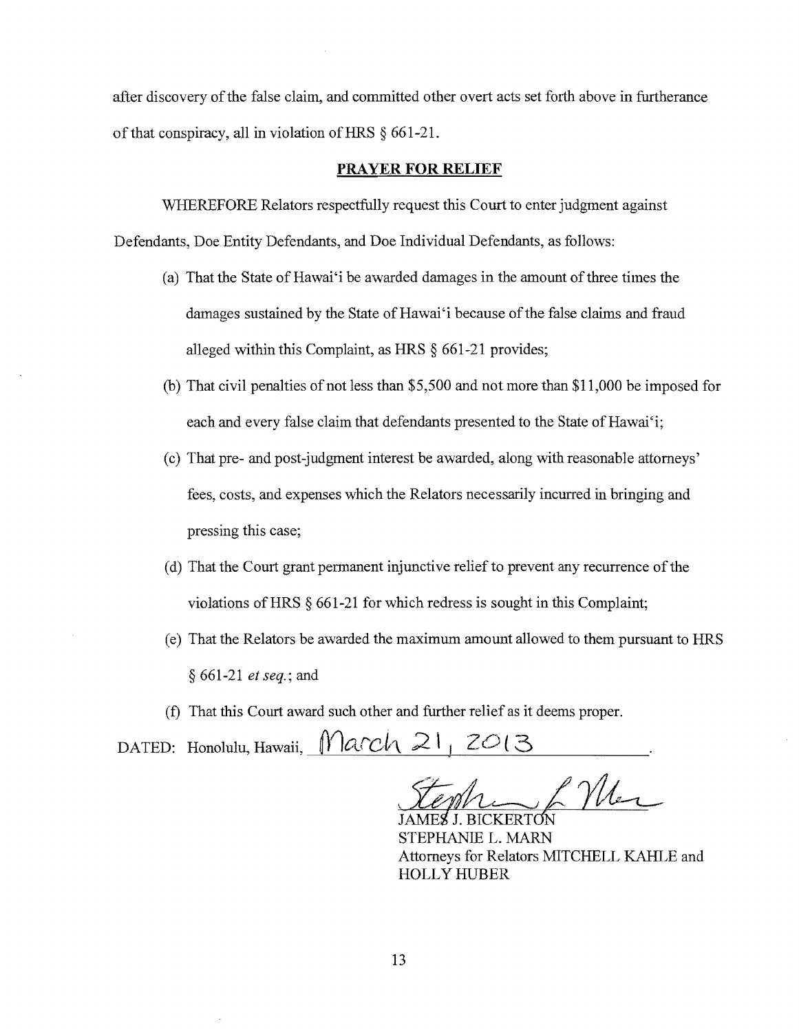after discovery of the false claim, and committed other overt acts set forth above in furtherance of that conspiracy, all in violation of HRS § 661-21.

## PRAYER FOR RELIEF

WHEREFORE Relators respectfully request this Court to enter judgment against Defendants, Doe Entity Defendants, and Doe Individual Defendants, as follows:

(a) That the State of Hawai'i be awarded damages in the amount of three times the damages sustained by the State of Hawai'i because of the false claims and fraud alleged within this Complaint, as HRS § 661-21 provides;

(b) That civil penalties of not less than $5,500 and not more than $11,000 be imposed for each and every false claim that defendants presented to the State of Hawai'i;

(c) That pre- and post-judgment interest be awarded, along with reasonable attorneys' fees, costs, and expenses which the Relators necessarily incurred in bringing and pressing this case;

(d) That the Court grant permanent injunctive relief to prevent any recurrence of the violations of HRS § 661-21 for which redress is sought in this Complaint;

(e) That the Relators be awarded the maximum amount allowed to them pursuant to HRS § 661-21 *et seq.*; and

(f) That this Court award such other and further relief as it deems proper.

DATED: Honolulu, Hawaii, March 21, 2013.

JAMES J. BICKERTON
STEPHANIE L. MARN
Attorneys for Relators MITCHELL KAHLE and HOLLY HUBER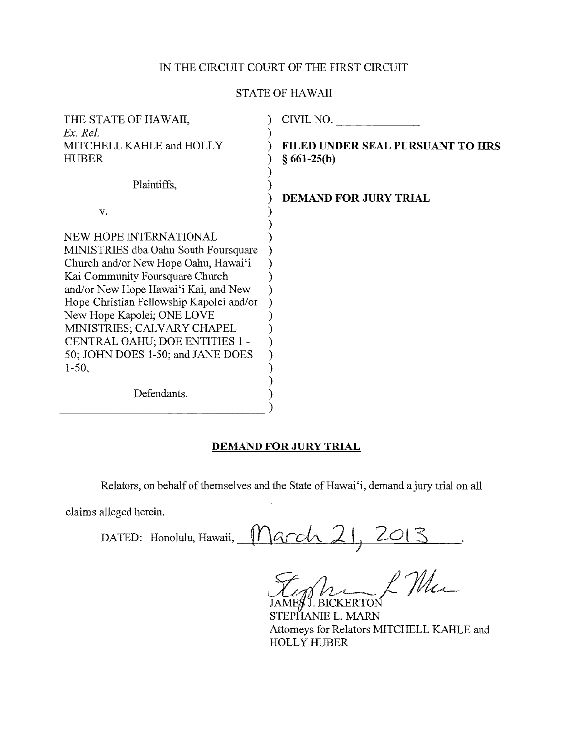IN THE CIRCUIT COURT OF THE FIRST CIRCUIT

STATE OF HAWAII

| | |
|---|---|
| THE STATE OF HAWAII, *Ex. Rel.* MITCHELL KAHLE and HOLLY HUBER<br><br>Plaintiffs,<br><br>v.<br><br>NEW HOPE INTERNATIONAL MINISTRIES dba Oahu South Foursquare Church and/or New Hope Oahu, Hawai'i Kai Community Foursquare Church and/or New Hope Hawai'i Kai, and New Hope Christian Fellowship Kapolei and/or New Hope Kapolei; ONE LOVE MINISTRIES; CALVARY CHAPEL CENTRAL OAHU; DOE ENTITIES 1 - 50; JOHN DOES 1-50; and JANE DOES 1-50,<br><br>Defendants. | CIVIL NO. ______________<br><br>**FILED UNDER SEAL PURSUANT TO HRS § 661-25(b)**<br><br>**DEMAND FOR JURY TRIAL** |

## DEMAND FOR JURY TRIAL

Relators, on behalf of themselves and the State of Hawai'i, demand a jury trial on all claims alleged herein.

DATED: Honolulu, Hawaii, March 21, 2013.

JAMES J. BICKERTON
STEPHANIE L. MARN
Attorneys for Relators MITCHELL KAHLE and HOLLY HUBER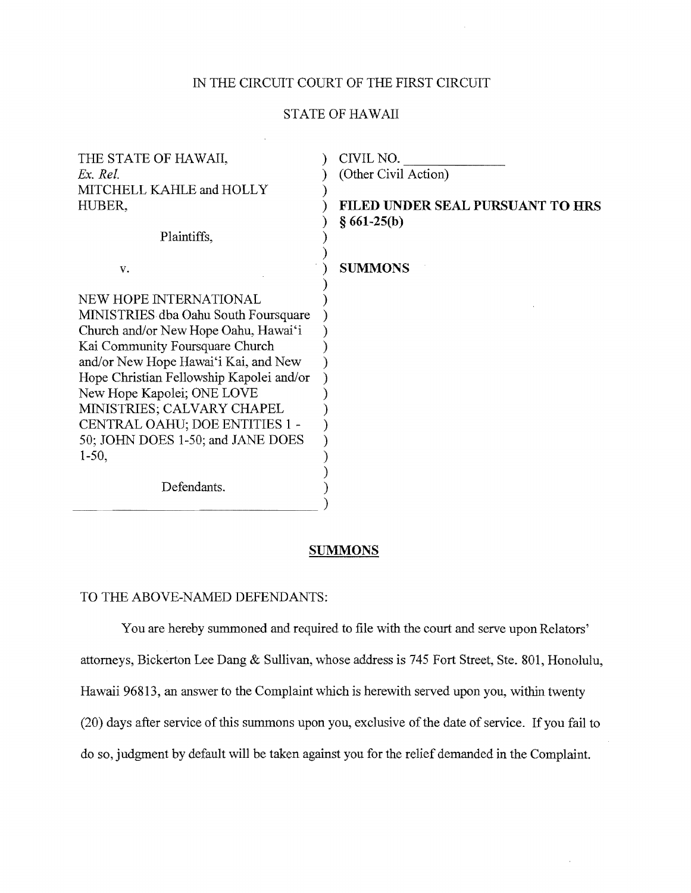IN THE CIRCUIT COURT OF THE FIRST CIRCUIT

STATE OF HAWAII

| | |
|---|---|
| THE STATE OF HAWAII, *Ex. Rel.* MITCHELL KAHLE and HOLLY HUBER, | CIVIL NO. ______________ (Other Civil Action) |
| Plaintiffs, | **FILED UNDER SEAL PURSUANT TO HRS § 661-25(b)** |
| v. | **SUMMONS** |
| NEW HOPE INTERNATIONAL MINISTRIES dba Oahu South Foursquare Church and/or New Hope Oahu, Hawai'i Kai Community Foursquare Church and/or New Hope Hawai'i Kai, and New Hope Christian Fellowship Kapolei and/or New Hope Kapolei; ONE LOVE MINISTRIES; CALVARY CHAPEL CENTRAL OAHU; DOE ENTITIES 1 - 50; JOHN DOES 1-50; and JANE DOES 1-50, | |
| Defendants. | |

**SUMMONS**

TO THE ABOVE-NAMED DEFENDANTS:

You are hereby summoned and required to file with the court and serve upon Relators' attorneys, Bickerton Lee Dang & Sullivan, whose address is 745 Fort Street, Ste. 801, Honolulu, Hawaii 96813, an answer to the Complaint which is herewith served upon you, within twenty (20) days after service of this summons upon you, exclusive of the date of service. If you fail to do so, judgment by default will be taken against you for the relief demanded in the Complaint.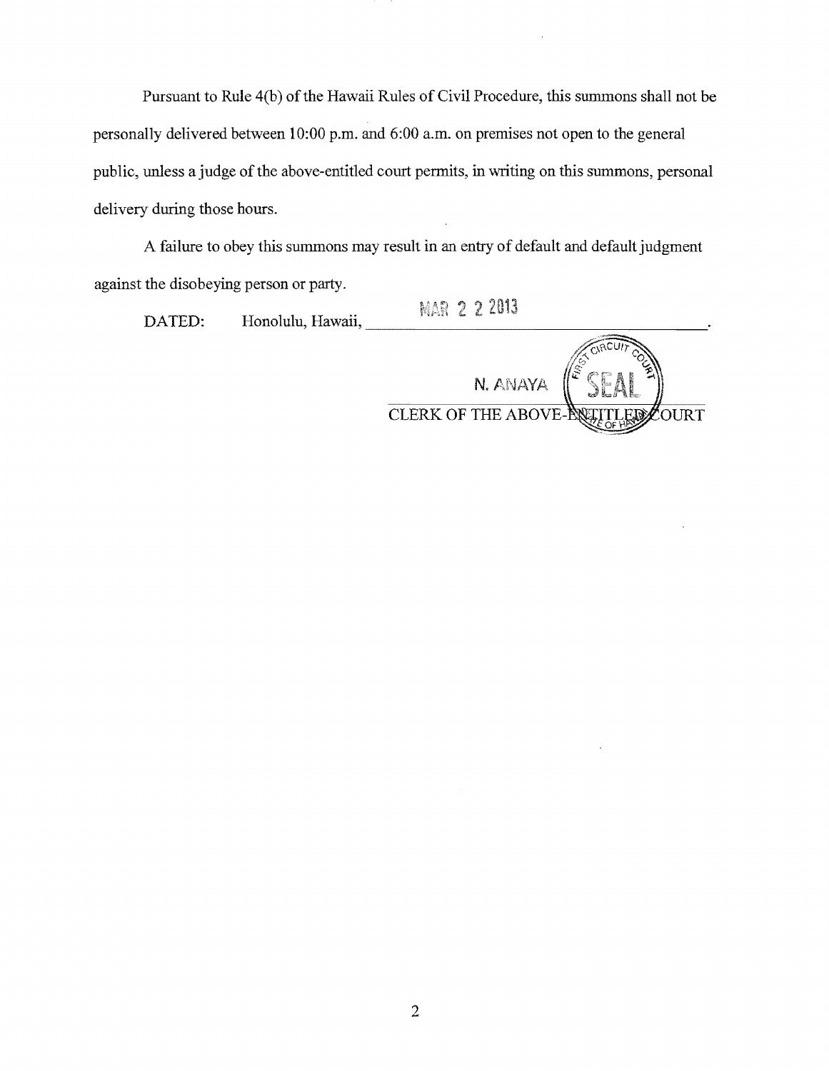Pursuant to Rule 4(b) of the Hawaii Rules of Civil Procedure, this summons shall not be personally delivered between 10:00 p.m. and 6:00 a.m. on premises not open to the general public, unless a judge of the above-entitled court permits, in writing on this summons, personal delivery during those hours.

A failure to obey this summons may result in an entry of default and default judgment against the disobeying person or party.

DATED: Honolulu, Hawaii, MAR 2 2 2013.

N. ANAYA

CLERK OF THE ABOVE-ENTITLED COURT

SEAL